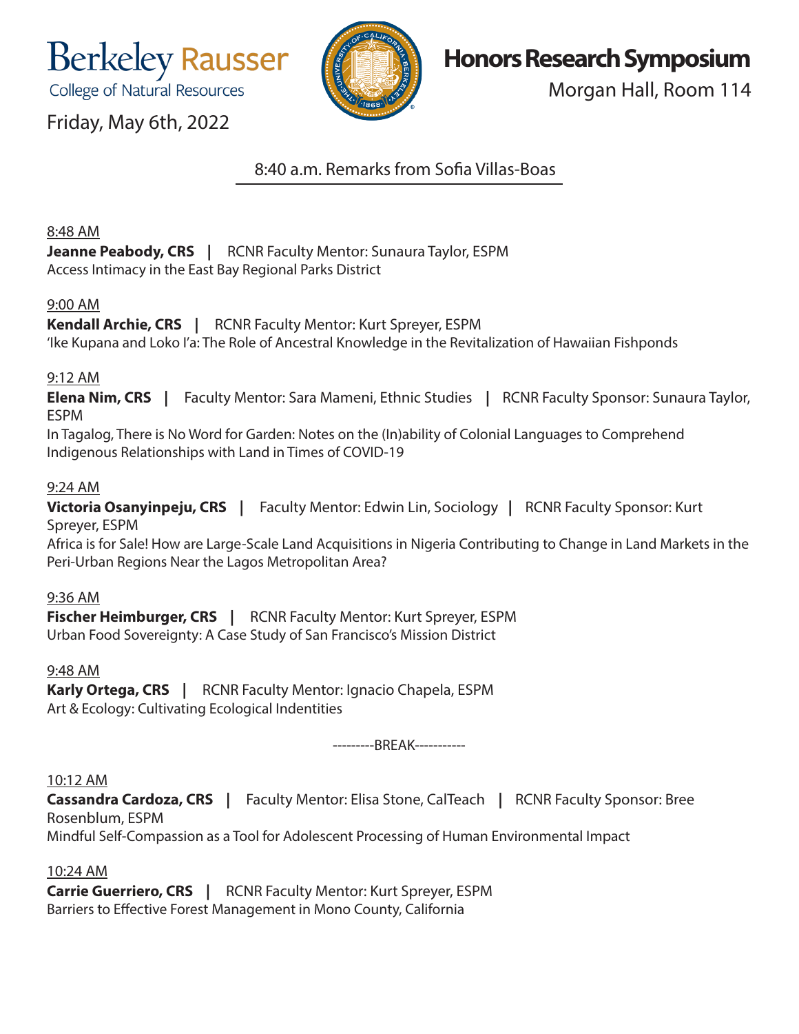Berkeley Rausser
College of Natural Resources

Friday, May 6th, 2022

# Honors Research Symposium

Morgan Hall, Room 114

8:40 a.m. Remarks from Sofia Villas-Boas

8:48 AM
**Jeanne Peabody, CRS** | RCNR Faculty Mentor: Sunaura Taylor, ESPM
Access Intimacy in the East Bay Regional Parks District

9:00 AM
**Kendall Archie, CRS** | RCNR Faculty Mentor: Kurt Spreyer, ESPM
'Ike Kupana and Loko I'a: The Role of Ancestral Knowledge in the Revitalization of Hawaiian Fishponds

9:12 AM
**Elena Nim, CRS** | Faculty Mentor: Sara Mameni, Ethnic Studies | RCNR Faculty Sponsor: Sunaura Taylor, ESPM
In Tagalog, There is No Word for Garden: Notes on the (In)ability of Colonial Languages to Comprehend Indigenous Relationships with Land in Times of COVID-19

9:24 AM
**Victoria Osanyinpeju, CRS** | Faculty Mentor: Edwin Lin, Sociology | RCNR Faculty Sponsor: Kurt Spreyer, ESPM
Africa is for Sale! How are Large-Scale Land Acquisitions in Nigeria Contributing to Change in Land Markets in the Peri-Urban Regions Near the Lagos Metropolitan Area?

9:36 AM
**Fischer Heimburger, CRS** | RCNR Faculty Mentor: Kurt Spreyer, ESPM
Urban Food Sovereignty: A Case Study of San Francisco's Mission District

9:48 AM
**Karly Ortega, CRS** | RCNR Faculty Mentor: Ignacio Chapela, ESPM
Art & Ecology: Cultivating Ecological Indentities

---------BREAK-----------

10:12 AM
**Cassandra Cardoza, CRS** | Faculty Mentor: Elisa Stone, CalTeach | RCNR Faculty Sponsor: Bree Rosenblum, ESPM
Mindful Self-Compassion as a Tool for Adolescent Processing of Human Environmental Impact

10:24 AM
**Carrie Guerriero, CRS** | RCNR Faculty Mentor: Kurt Spreyer, ESPM
Barriers to Effective Forest Management in Mono County, California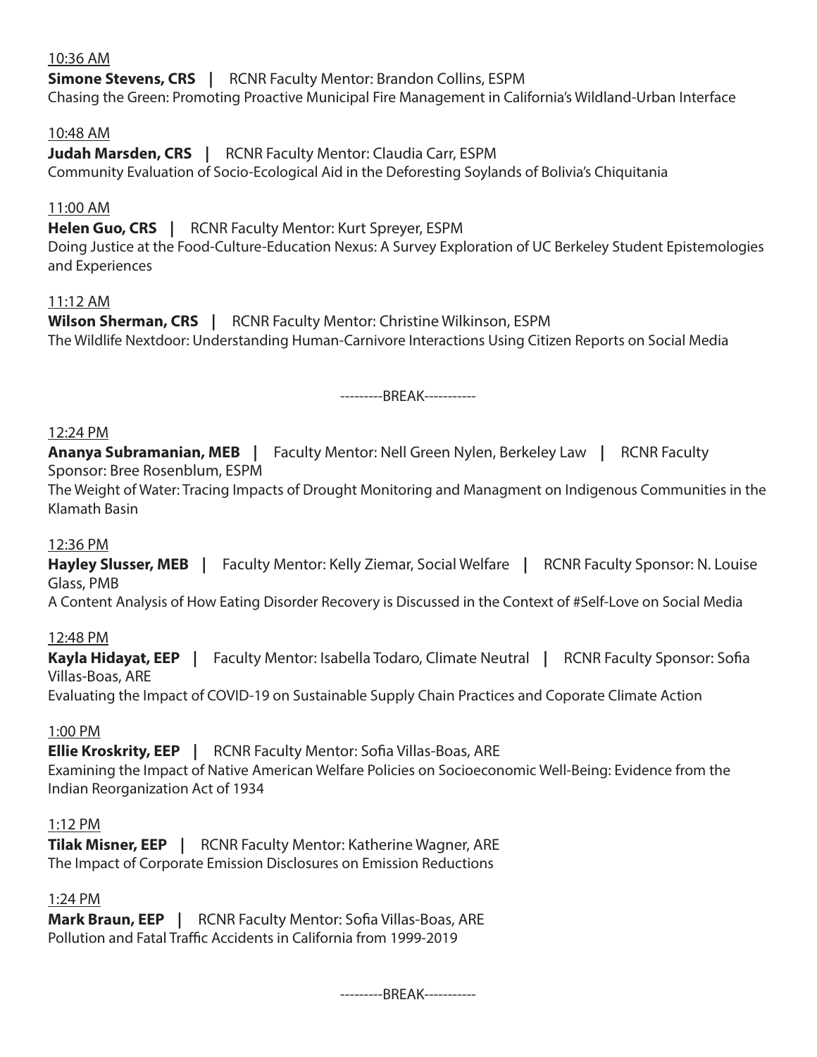10:36 AM

**Simone Stevens, CRS** | RCNR Faculty Mentor: Brandon Collins, ESPM
Chasing the Green: Promoting Proactive Municipal Fire Management in California's Wildland-Urban Interface

10:48 AM

**Judah Marsden, CRS** | RCNR Faculty Mentor: Claudia Carr, ESPM
Community Evaluation of Socio-Ecological Aid in the Deforesting Soylands of Bolivia's Chiquitania

11:00 AM

**Helen Guo, CRS** | RCNR Faculty Mentor: Kurt Spreyer, ESPM
Doing Justice at the Food-Culture-Education Nexus: A Survey Exploration of UC Berkeley Student Epistemologies and Experiences

11:12 AM

**Wilson Sherman, CRS** | RCNR Faculty Mentor: Christine Wilkinson, ESPM
The Wildlife Nextdoor: Understanding Human-Carnivore Interactions Using Citizen Reports on Social Media

---------BREAK-----------

12:24 PM

**Ananya Subramanian, MEB** | Faculty Mentor: Nell Green Nylen, Berkeley Law | RCNR Faculty Sponsor: Bree Rosenblum, ESPM
The Weight of Water: Tracing Impacts of Drought Monitoring and Managment on Indigenous Communities in the Klamath Basin

12:36 PM

**Hayley Slusser, MEB** | Faculty Mentor: Kelly Ziemar, Social Welfare | RCNR Faculty Sponsor: N. Louise Glass, PMB
A Content Analysis of How Eating Disorder Recovery is Discussed in the Context of #Self-Love on Social Media

12:48 PM

**Kayla Hidayat, EEP** | Faculty Mentor: Isabella Todaro, Climate Neutral | RCNR Faculty Sponsor: Sofia Villas-Boas, ARE
Evaluating the Impact of COVID-19 on Sustainable Supply Chain Practices and Coporate Climate Action

1:00 PM

**Ellie Kroskrity, EEP** | RCNR Faculty Mentor: Sofia Villas-Boas, ARE
Examining the Impact of Native American Welfare Policies on Socioeconomic Well-Being: Evidence from the Indian Reorganization Act of 1934

1:12 PM

**Tilak Misner, EEP** | RCNR Faculty Mentor: Katherine Wagner, ARE
The Impact of Corporate Emission Disclosures on Emission Reductions

1:24 PM

**Mark Braun, EEP** | RCNR Faculty Mentor: Sofia Villas-Boas, ARE
Pollution and Fatal Traffic Accidents in California from 1999-2019

---------BREAK-----------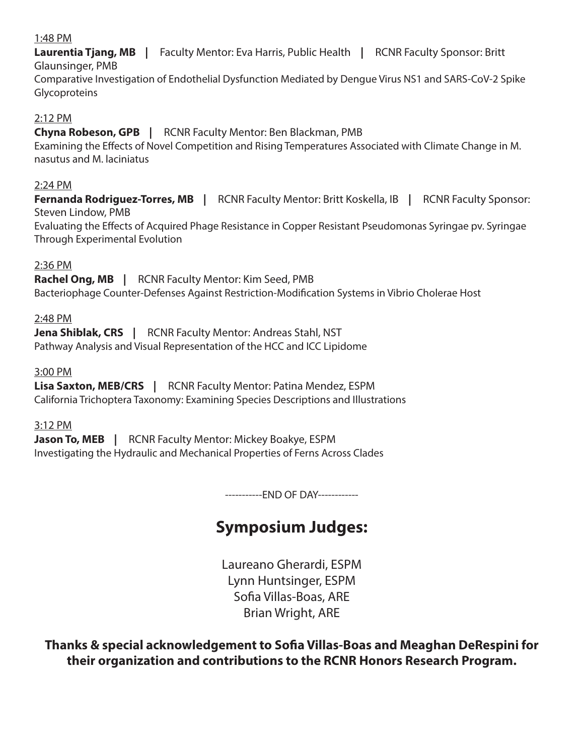1:48 PM

**Laurentia Tjang, MB** | Faculty Mentor: Eva Harris, Public Health | RCNR Faculty Sponsor: Britt Glaunsinger, PMB

Comparative Investigation of Endothelial Dysfunction Mediated by Dengue Virus NS1 and SARS-CoV-2 Spike Glycoproteins

2:12 PM

**Chyna Robeson, GPB** | RCNR Faculty Mentor: Ben Blackman, PMB

Examining the Effects of Novel Competition and Rising Temperatures Associated with Climate Change in M. nasutus and M. laciniatus

2:24 PM

**Fernanda Rodriguez-Torres, MB** | RCNR Faculty Mentor: Britt Koskella, IB | RCNR Faculty Sponsor: Steven Lindow, PMB

Evaluating the Effects of Acquired Phage Resistance in Copper Resistant Pseudomonas Syringae pv. Syringae Through Experimental Evolution

2:36 PM

**Rachel Ong, MB** | RCNR Faculty Mentor: Kim Seed, PMB

Bacteriophage Counter-Defenses Against Restriction-Modification Systems in Vibrio Cholerae Host

2:48 PM

**Jena Shiblak, CRS** | RCNR Faculty Mentor: Andreas Stahl, NST

Pathway Analysis and Visual Representation of the HCC and ICC Lipidome

3:00 PM

**Lisa Saxton, MEB/CRS** | RCNR Faculty Mentor: Patina Mendez, ESPM

California Trichoptera Taxonomy: Examining Species Descriptions and Illustrations

3:12 PM

**Jason To, MEB** | RCNR Faculty Mentor: Mickey Boakye, ESPM

Investigating the Hydraulic and Mechanical Properties of Ferns Across Clades

-----------END OF DAY------------

## Symposium Judges:

Laureano Gherardi, ESPM
Lynn Huntsinger, ESPM
Sofia Villas-Boas, ARE
Brian Wright, ARE

**Thanks & special acknowledgement to Sofia Villas-Boas and Meaghan DeRespini for their organization and contributions to the RCNR Honors Research Program.**